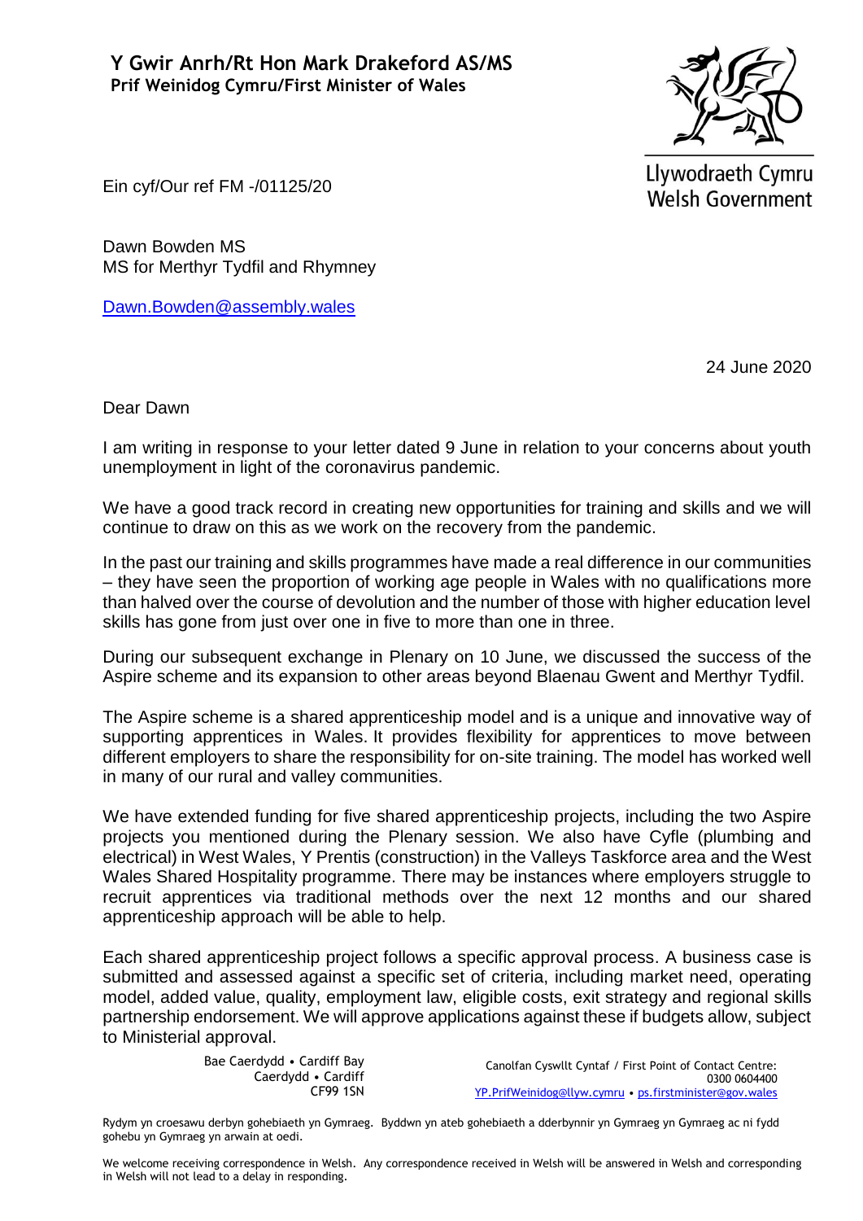**Y Gwir Anrh/Rt Hon Mark Drakeford AS/MS**
**Prif Weinidog Cymru/First Minister of Wales**

Llywodraeth Cymru
Welsh Government

Ein cyf/Our ref FM -/01125/20

Dawn Bowden MS
MS for Merthyr Tydfil and Rhymney

Dawn.Bowden@assembly.wales

24 June 2020

Dear Dawn

I am writing in response to your letter dated 9 June in relation to your concerns about youth unemployment in light of the coronavirus pandemic.

We have a good track record in creating new opportunities for training and skills and we will continue to draw on this as we work on the recovery from the pandemic.

In the past our training and skills programmes have made a real difference in our communities – they have seen the proportion of working age people in Wales with no qualifications more than halved over the course of devolution and the number of those with higher education level skills has gone from just over one in five to more than one in three.

During our subsequent exchange in Plenary on 10 June, we discussed the success of the Aspire scheme and its expansion to other areas beyond Blaenau Gwent and Merthyr Tydfil.

The Aspire scheme is a shared apprenticeship model and is a unique and innovative way of supporting apprentices in Wales. It provides flexibility for apprentices to move between different employers to share the responsibility for on-site training. The model has worked well in many of our rural and valley communities.

We have extended funding for five shared apprenticeship projects, including the two Aspire projects you mentioned during the Plenary session. We also have Cyfle (plumbing and electrical) in West Wales, Y Prentis (construction) in the Valleys Taskforce area and the West Wales Shared Hospitality programme. There may be instances where employers struggle to recruit apprentices via traditional methods over the next 12 months and our shared apprenticeship approach will be able to help.

Each shared apprenticeship project follows a specific approval process. A business case is submitted and assessed against a specific set of criteria, including market need, operating model, added value, quality, employment law, eligible costs, exit strategy and regional skills partnership endorsement. We will approve applications against these if budgets allow, subject to Ministerial approval.

Bae Caerdydd • Cardiff Bay
Caerdydd • Cardiff
CF99 1SN

Canolfan Cyswllt Cyntaf / First Point of Contact Centre:
0300 0604400
YP.PrifWeinidog@llyw.cymru • ps.firstminister@gov.wales

Rydym yn croesawu derbyn gohebiaeth yn Gymraeg. Byddwn yn ateb gohebiaeth a dderbynnir yn Gymraeg yn Gymraeg ac ni fydd gohebu yn Gymraeg yn arwain at oedi.

We welcome receiving correspondence in Welsh. Any correspondence received in Welsh will be answered in Welsh and corresponding in Welsh will not lead to a delay in responding.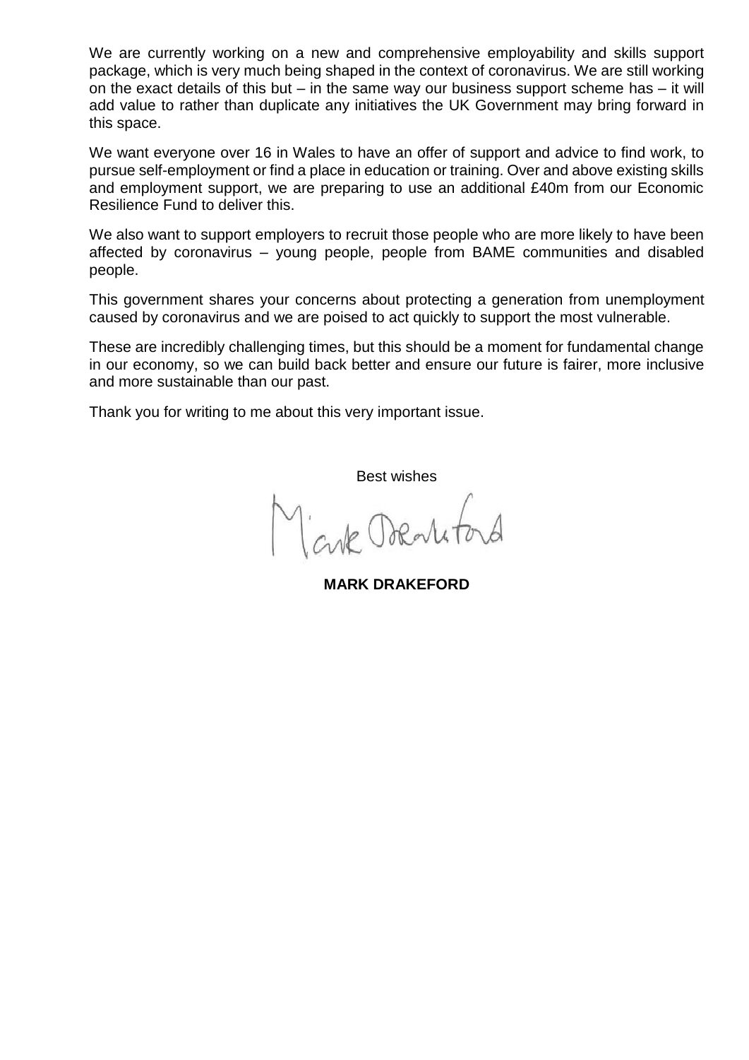We are currently working on a new and comprehensive employability and skills support package, which is very much being shaped in the context of coronavirus. We are still working on the exact details of this but – in the same way our business support scheme has – it will add value to rather than duplicate any initiatives the UK Government may bring forward in this space.

We want everyone over 16 in Wales to have an offer of support and advice to find work, to pursue self-employment or find a place in education or training. Over and above existing skills and employment support, we are preparing to use an additional £40m from our Economic Resilience Fund to deliver this.

We also want to support employers to recruit those people who are more likely to have been affected by coronavirus – young people, people from BAME communities and disabled people.

This government shares your concerns about protecting a generation from unemployment caused by coronavirus and we are poised to act quickly to support the most vulnerable.

These are incredibly challenging times, but this should be a moment for fundamental change in our economy, so we can build back better and ensure our future is fairer, more inclusive and more sustainable than our past.

Thank you for writing to me about this very important issue.

Best wishes

**MARK DRAKEFORD**